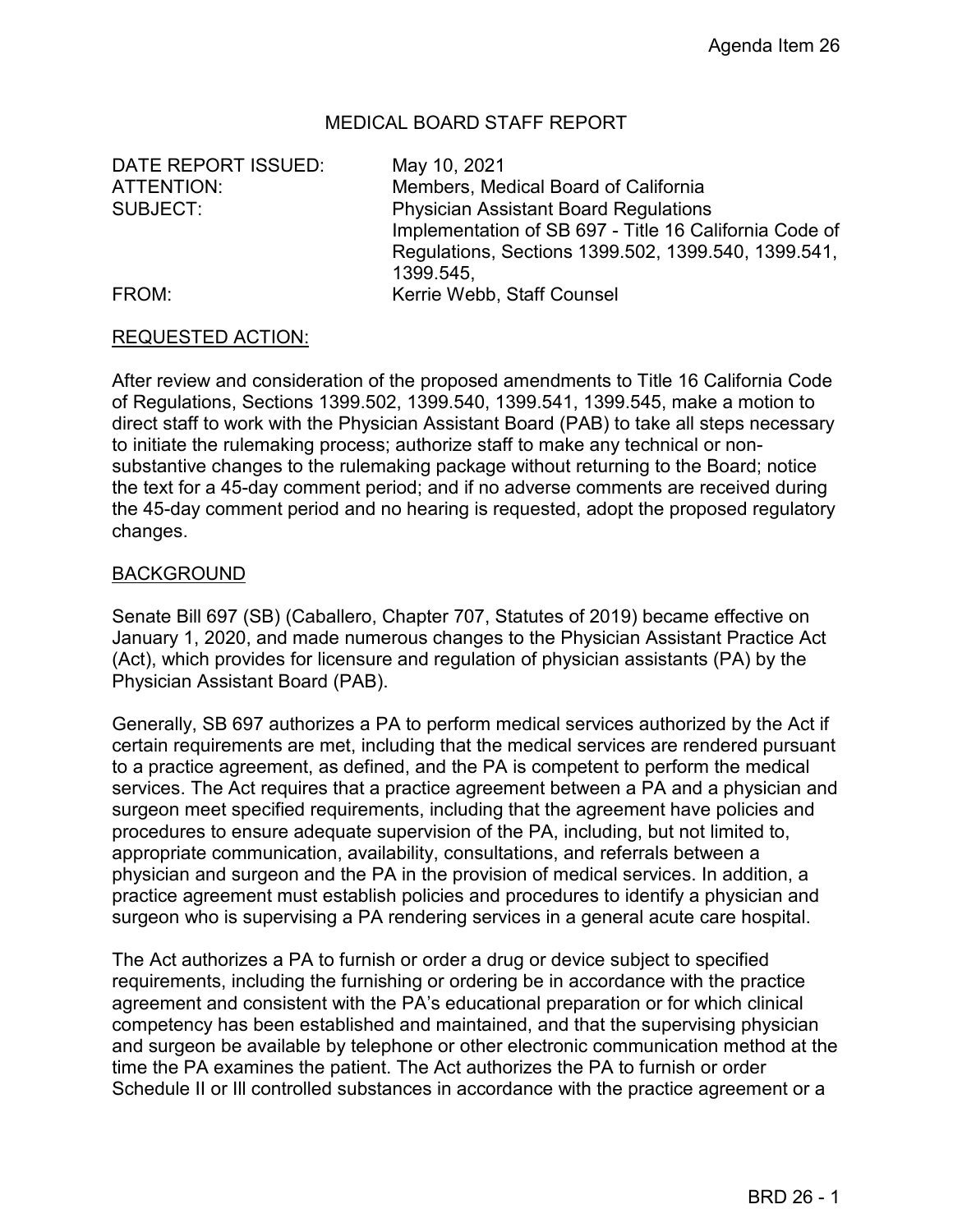Agenda Item 26

# MEDICAL BOARD STAFF REPORT

DATE REPORT ISSUED: May 10, 2021
ATTENTION: Members, Medical Board of California
SUBJECT: Physician Assistant Board Regulations Implementation of SB 697 - Title 16 California Code of Regulations, Sections 1399.502, 1399.540, 1399.541, 1399.545,
FROM: Kerrie Webb, Staff Counsel

## REQUESTED ACTION:

After review and consideration of the proposed amendments to Title 16 California Code of Regulations, Sections 1399.502, 1399.540, 1399.541, 1399.545, make a motion to direct staff to work with the Physician Assistant Board (PAB) to take all steps necessary to initiate the rulemaking process; authorize staff to make any technical or non-substantive changes to the rulemaking package without returning to the Board; notice the text for a 45-day comment period; and if no adverse comments are received during the 45-day comment period and no hearing is requested, adopt the proposed regulatory changes.

## BACKGROUND

Senate Bill 697 (SB) (Caballero, Chapter 707, Statutes of 2019) became effective on January 1, 2020, and made numerous changes to the Physician Assistant Practice Act (Act), which provides for licensure and regulation of physician assistants (PA) by the Physician Assistant Board (PAB).

Generally, SB 697 authorizes a PA to perform medical services authorized by the Act if certain requirements are met, including that the medical services are rendered pursuant to a practice agreement, as defined, and the PA is competent to perform the medical services. The Act requires that a practice agreement between a PA and a physician and surgeon meet specified requirements, including that the agreement have policies and procedures to ensure adequate supervision of the PA, including, but not limited to, appropriate communication, availability, consultations, and referrals between a physician and surgeon and the PA in the provision of medical services. In addition, a practice agreement must establish policies and procedures to identify a physician and surgeon who is supervising a PA rendering services in a general acute care hospital.

The Act authorizes a PA to furnish or order a drug or device subject to specified requirements, including the furnishing or ordering be in accordance with the practice agreement and consistent with the PA's educational preparation or for which clinical competency has been established and maintained, and that the supervising physician and surgeon be available by telephone or other electronic communication method at the time the PA examines the patient. The Act authorizes the PA to furnish or order Schedule II or III controlled substances in accordance with the practice agreement or a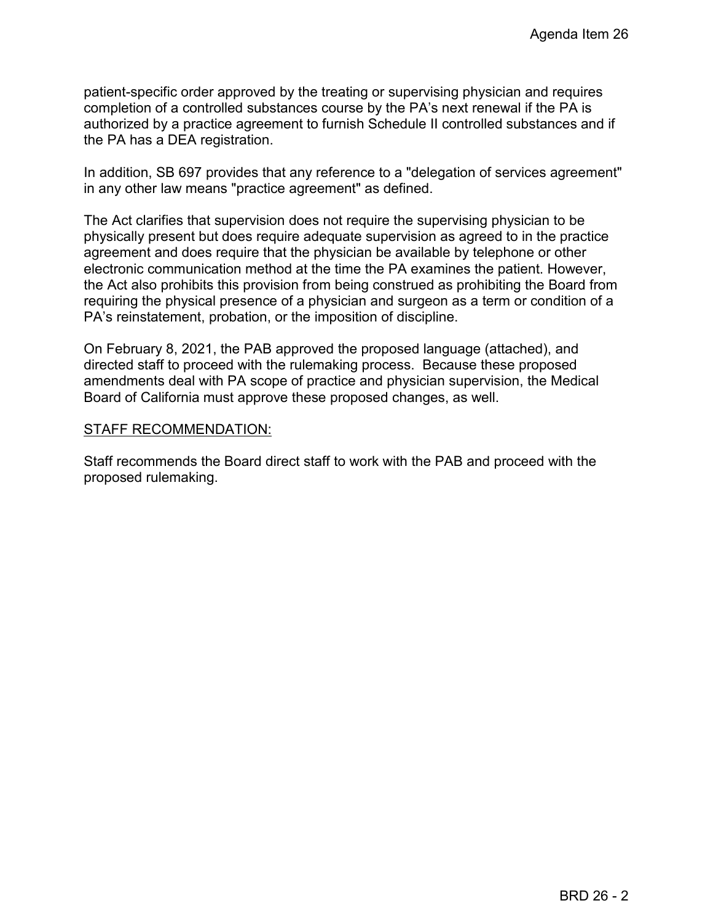patient-specific order approved by the treating or supervising physician and requires completion of a controlled substances course by the PA's next renewal if the PA is authorized by a practice agreement to furnish Schedule II controlled substances and if the PA has a DEA registration.

In addition, SB 697 provides that any reference to a "delegation of services agreement" in any other law means "practice agreement" as defined.

The Act clarifies that supervision does not require the supervising physician to be physically present but does require adequate supervision as agreed to in the practice agreement and does require that the physician be available by telephone or other electronic communication method at the time the PA examines the patient. However, the Act also prohibits this provision from being construed as prohibiting the Board from requiring the physical presence of a physician and surgeon as a term or condition of a PA's reinstatement, probation, or the imposition of discipline.

On February 8, 2021, the PAB approved the proposed language (attached), and directed staff to proceed with the rulemaking process. Because these proposed amendments deal with PA scope of practice and physician supervision, the Medical Board of California must approve these proposed changes, as well.

STAFF RECOMMENDATION:

Staff recommends the Board direct staff to work with the PAB and proceed with the proposed rulemaking.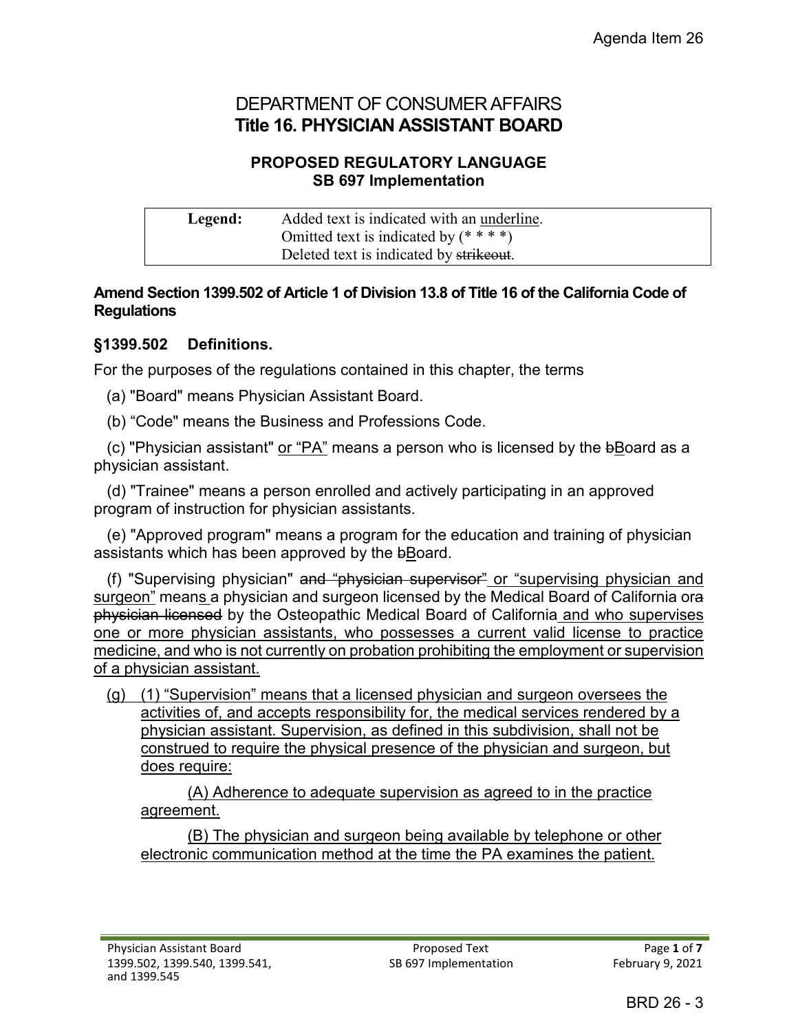DEPARTMENT OF CONSUMER AFFAIRS

**Title 16. PHYSICIAN ASSISTANT BOARD**

**PROPOSED REGULATORY LANGUAGE**
**SB 697 Implementation**

| **Legend:** | Added text is indicated with an <u>underline</u>. Omitted text is indicated by (* * * *) Deleted text is indicated by ~~strikeout~~. |
|---|---|

**Amend Section 1399.502 of Article 1 of Division 13.8 of Title 16 of the California Code of Regulations**

### §1399.502 Definitions.

For the purposes of the regulations contained in this chapter, the terms

(a) "Board" means Physician Assistant Board.

(b) "Code" means the Business and Professions Code.

(c) "Physician assistant" <u>or "PA"</u> means a person who is licensed by the ~~b~~<u>B</u>oard as a physician assistant.

(d) "Trainee" means a person enrolled and actively participating in an approved program of instruction for physicians assistants.

(e) "Approved program" means a program for the education and training of physician assistants which has been approved by the ~~b~~<u>B</u>oard.

(f) "Supervising physician" ~~and "physician supervisor"~~ <u>or "supervising physician and surgeon"</u> mean<u>s</u> a physician and surgeon licensed by the Medical Board of California or~~a physician licensed~~ by the Osteopathic Medical Board of California <u>and who supervises one or more physician assistants, who possesses a current valid license to practice medicine, and who is not currently on probation prohibiting the employment or supervision of a physician assistant.</u>

<u>(g) (1) "Supervision" means that a licensed physician and surgeon oversees the activities of, and accepts responsibility for, the medical services rendered by a physician assistant. Supervision, as defined in this subdivision, shall not be construed to require the physical presence of the physician and surgeon, but does require:</u>

<u>(A) Adherence to adequate supervision as agreed to in the practice agreement.</u>

<u>(B) The physician and surgeon being available by telephone or other electronic communication method at the time the PA examines the patient.</u>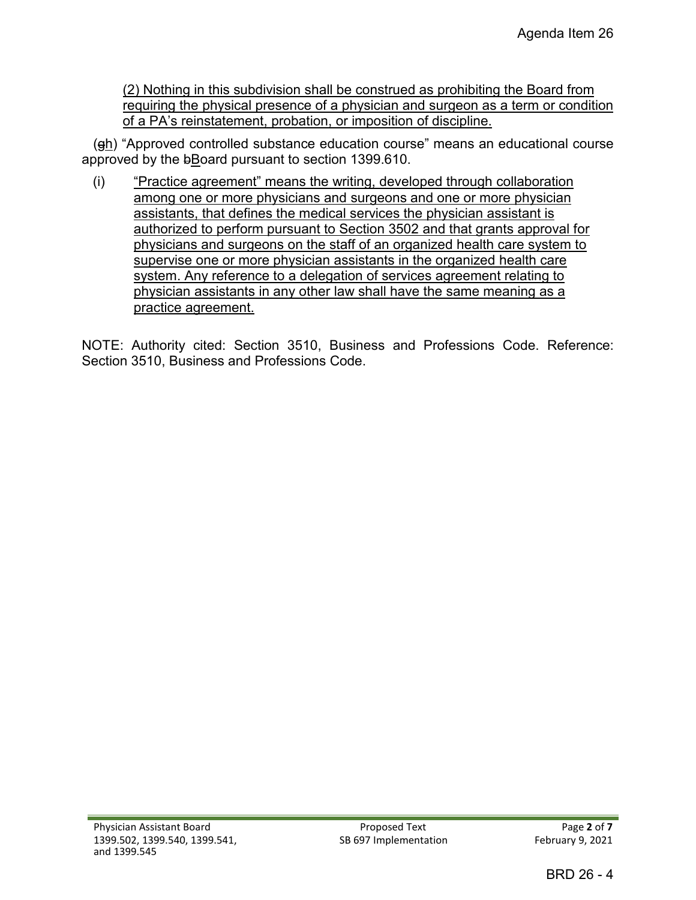(2) Nothing in this subdivision shall be construed as prohibiting the Board from requiring the physical presence of a physician and surgeon as a term or condition of a PA's reinstatement, probation, or imposition of discipline.

(~~g~~h) "Approved controlled substance education course" means an educational course approved by the ~~b~~Board pursuant to section 1399.610.

(i) "Practice agreement" means the writing, developed through collaboration among one or more physicians and surgeons and one or more physician assistants, that defines the medical services the physician assistant is authorized to perform pursuant to Section 3502 and that grants approval for physicians and surgeons on the staff of an organized health care system to supervise one or more physician assistants in the organized health care system. Any reference to a delegation of services agreement relating to physician assistants in any other law shall have the same meaning as a practice agreement.

NOTE: Authority cited: Section 3510, Business and Professions Code. Reference: Section 3510, Business and Professions Code.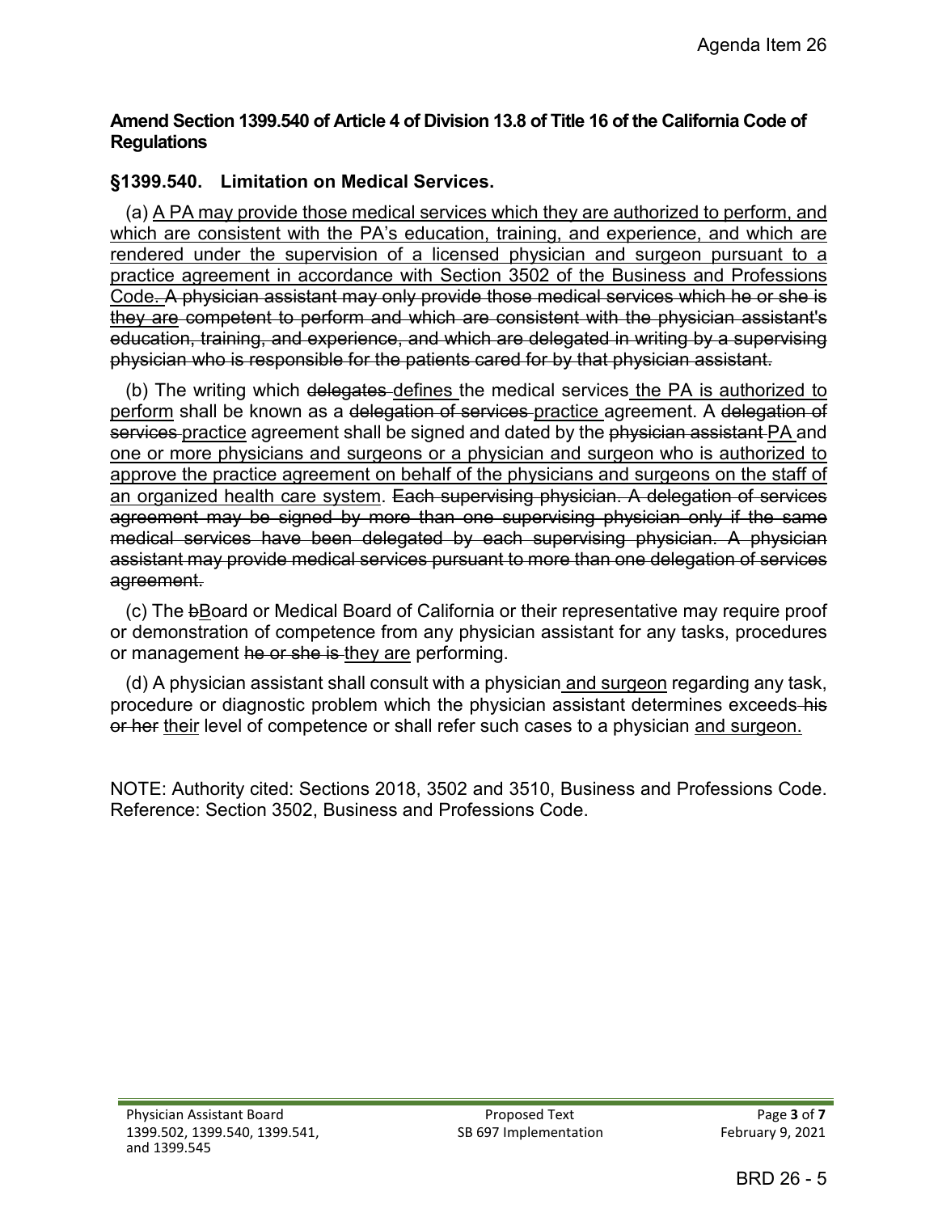**Amend Section 1399.540 of Article 4 of Division 13.8 of Title 16 of the California Code of Regulations**

### §1399.540. Limitation on Medical Services.

(a) <u>A PA may provide those medical services which they are authorized to perform, and which are consistent with the PA's education, training, and experience, and which are rendered under the supervision of a licensed physician and surgeon pursuant to a practice agreement in accordance with Section 3502 of the Business and Professions Code</u>~~.~~ ~~A physician assistant may only provide those medical services which he or she is~~ ~~they are~~ ~~competent to perform and which are consistent with the physician assistant's education, training, and experience, and which are delegated in writing by a supervising physician who is responsible for the patients cared for by that physician assistant.~~

(b) The writing which ~~delegates~~ <u>defines</u> the medical services <u>the PA is authorized to perform</u> shall be known as a ~~delegation of services~~ <u>practice</u> agreement. A ~~delegation of services~~ <u>practice</u> agreement shall be signed and dated by the ~~physician assistant~~ <u>PA</u> and <u>one or more physicians and surgeons or a physician and surgeon who is authorized to approve the practice agreement on behalf of the physicians and surgeons on the staff of an organized health care system</u>. ~~Each supervising physician. A delegation of services agreement may be signed by more than one supervising physician only if the same medical services have been delegated by each supervising physician. A physician assistant may provide medical services pursuant to more than one delegation of services agreement.~~

(c) The ~~b~~<u>B</u>oard or Medical Board of California or their representative may require proof or demonstration of competence from any physician assistant for any tasks, procedures or management ~~he or she is~~ <u>they are</u> performing.

(d) A physician assistant shall consult with a physician <u>and surgeon</u> regarding any task, procedure or diagnostic problem which the physician assistant determines exceeds ~~his or her~~ <u>their</u> level of competence or shall refer such cases to a physician <u>and surgeon.</u>

NOTE: Authority cited: Sections 2018, 3502 and 3510, Business and Professions Code. Reference: Section 3502, Business and Professions Code.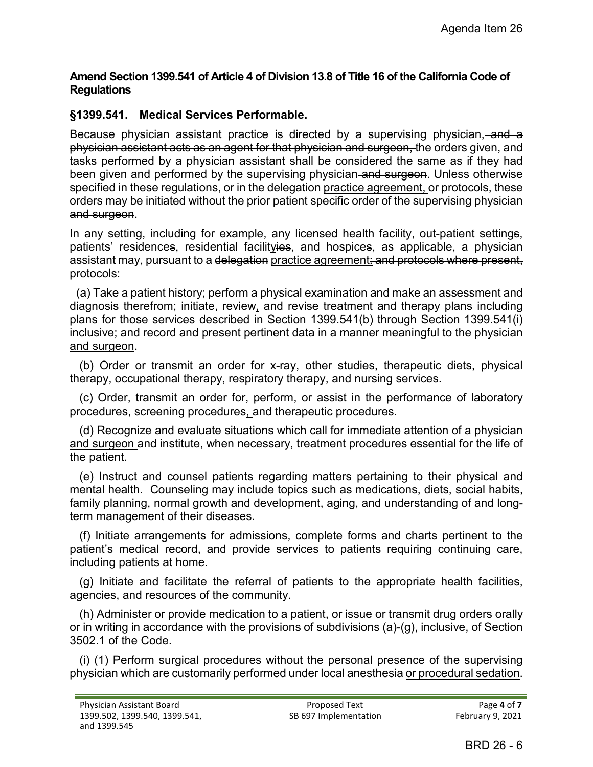**Amend Section 1399.541 of Article 4 of Division 13.8 of Title 16 of the California Code of Regulations**

## §1399.541. Medical Services Performable.

Because physician assistant practice is directed by a supervising physician, ~~and a physician assistant acts as an agent for that physician~~ <u>and surgeon,</u> the orders given, and tasks performed by a physician assistant shall be considered the same as if they had been given and performed by the supervising physician ~~and surgeon~~. Unless otherwise specified in these regulations~~,~~ or in the ~~delegation~~ <u>practice agreement,</u> ~~or protocols,~~ these orders may be initiated without the prior patient specific order of the supervising physician ~~and surgeon~~.

In any setting, including for example, any licensed health facility, out-patient setting~~s~~, patients' residence~~s~~, residential facilit<u>y</u>~~ies~~, and hospice~~s~~, as applicable, a physician assistant may, pursuant to a ~~delegation~~ <u>practice agreement</u>~~: and protocols where present, protocols:~~

(a) Take a patient history; perform a physical examination and make an assessment and diagnosis therefrom; initiate, review<u>,</u> and revise treatment and therapy plans including plans for those services described in Section 1399.541(b) through Section 1399.541(i) inclusive; and record and present pertinent data in a manner meaningful to the physician <u>and surgeon</u>.

(b) Order or transmit an order for x-ray, other studies, therapeutic diets, physical therapy, occupational therapy, respiratory therapy, and nursing services.

(c) Order, transmit an order for, perform, or assist in the performance of laboratory procedures, screening procedures<u>,</u> and therapeutic procedures.

(d) Recognize and evaluate situations which call for immediate attention of a physician <u>and surgeon</u> and institute, when necessary, treatment procedures essential for the life of the patient.

(e) Instruct and counsel patients regarding matters pertaining to their physical and mental health. Counseling may include topics such as medications, diets, social habits, family planning, normal growth and development, aging, and understanding of and long-term management of their diseases.

(f) Initiate arrangements for admissions, complete forms and charts pertinent to the patient's medical record, and provide services to patients requiring continuing care, including patients at home.

(g) Initiate and facilitate the referral of patients to the appropriate health facilities, agencies, and resources of the community.

(h) Administer or provide medication to a patient, or issue or transmit drug orders orally or in writing in accordance with the provisions of subdivisions (a)-(g), inclusive, of Section 3502.1 of the Code.

(i) (1) Perform surgical procedures without the personal presence of the supervising physician which are customarily performed under local anesthesia <u>or procedural sedation</u>.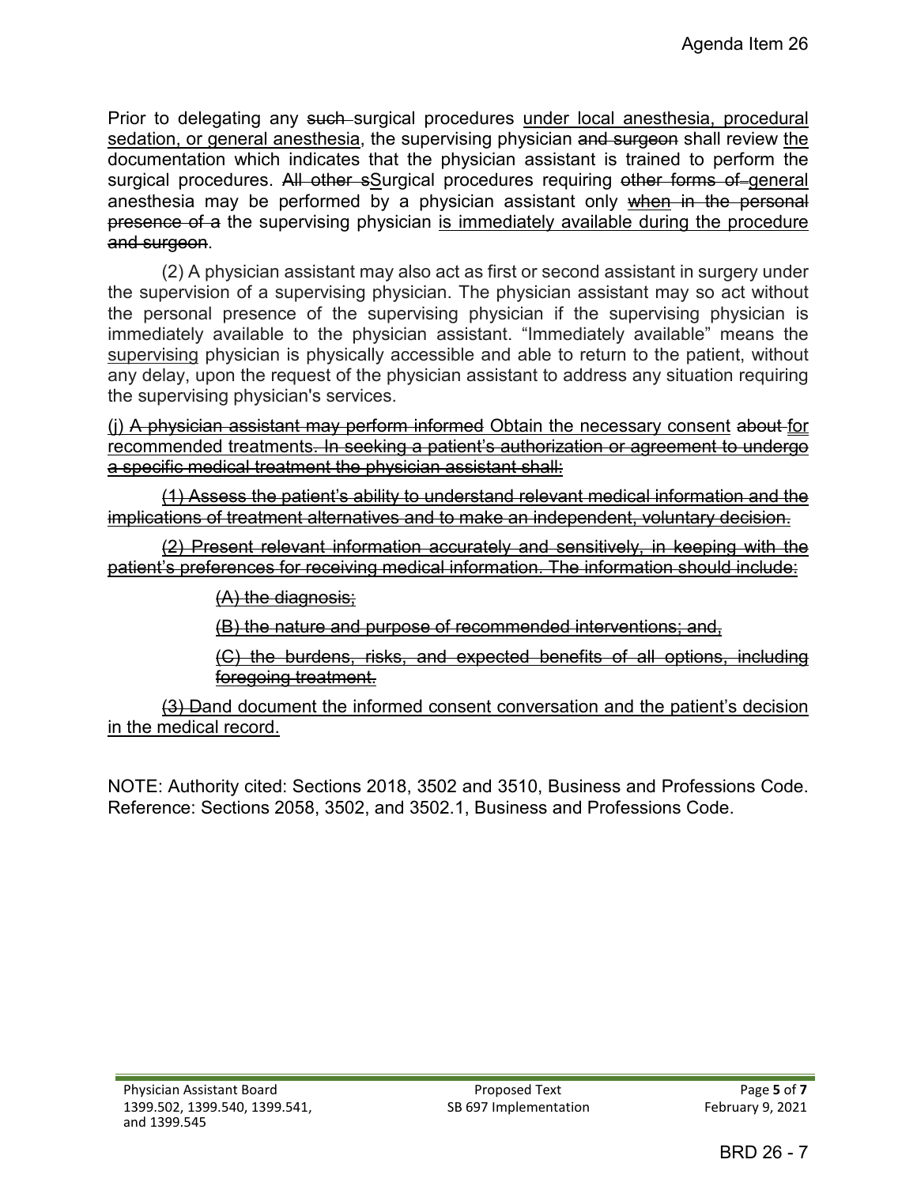Prior to delegating any ~~such~~ surgical procedures <u>under local anesthesia, procedural sedation, or general anesthesia</u>, the supervising physician ~~and surgeon~~ shall review <u>the</u> documentation which indicates that the physician assistant is trained to perform the surgical procedures. ~~All other s~~<u>S</u>urgical procedures requiring ~~other forms of~~ <u>general</u> anesthesia may be performed by a physician assistant only <u>when</u> ~~in the personal presence of a~~ the supervising physician <u>is immediately available during the procedure</u> ~~and surgeon~~.

(2) A physician assistant may also act as first or second assistant in surgery under the supervision of a supervising physician. The physician assistant may so act without the personal presence of the supervising physician if the supervising physician is immediately available to the physician assistant. "Immediately available" means the <u>supervising</u> physician is physically accessible and able to return to the patient, without any delay, upon the request of the physician assistant to address any situation requiring the supervising physician's services.

<u>(j)</u> ~~A physician assistant may perform informed~~ <u>Obtain the necessary consent</u> ~~about~~ <u>for recommended treatments</u>~~. In seeking a patient's authorization or agreement to undergo a specific medical treatment the physician assistant shall:~~

~~(1) Assess the patient's ability to understand relevant medical information and the implications of treatment alternatives and to make an independent, voluntary decision.~~

~~(2) Present relevant information accurately and sensitively, in keeping with the patient's preferences for receiving medical information. The information should include:~~

~~(A) the diagnosis;~~

~~(B) the nature and purpose of recommended interventions; and,~~

~~(C) the burdens, risks, and expected benefits of all options, including foregoing treatment.~~

~~(3) D~~<u>and</u> document the informed consent conversation and the patient's decision <u>in the medical record.</u>

NOTE: Authority cited: Sections 2018, 3502 and 3510, Business and Professions Code. Reference: Sections 2058, 3502, and 3502.1, Business and Professions Code.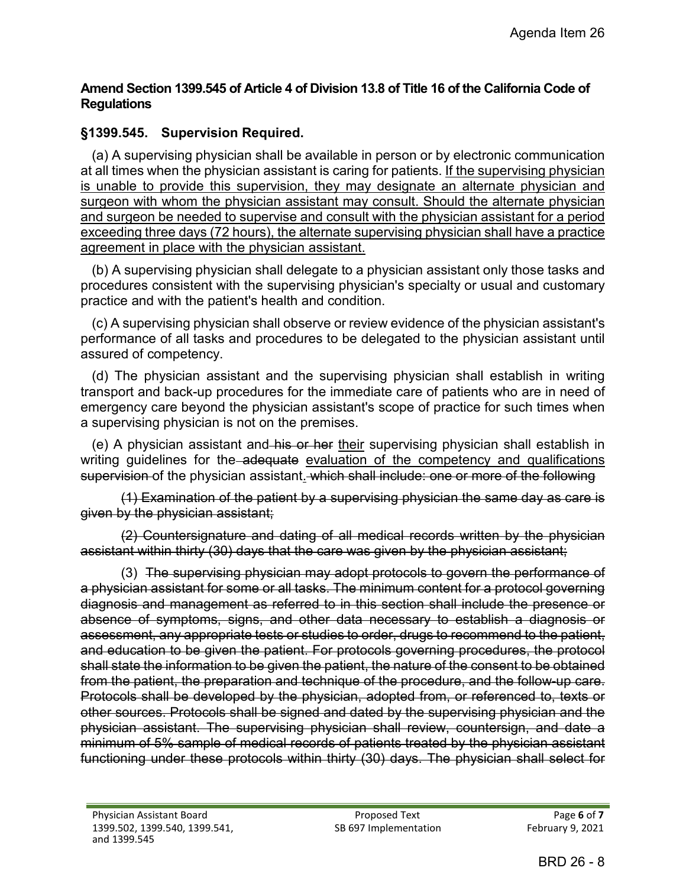**Amend Section 1399.545 of Article 4 of Division 13.8 of Title 16 of the California Code of Regulations**

**§1399.545. Supervision Required.**

(a) A supervising physician shall be available in person or by electronic communication at all times when the physician assistant is caring for patients. <u>If the supervising physician is unable to provide this supervision, they may designate an alternate physician and surgeon with whom the physician assistant may consult. Should the alternate physician and surgeon be needed to supervise and consult with the physician assistant for a period exceeding three days (72 hours), the alternate supervising physician shall have a practice agreement in place with the physician assistant.</u>

(b) A supervising physician shall delegate to a physician assistant only those tasks and procedures consistent with the supervising physician's specialty or usual and customary practice and with the patient's health and condition.

(c) A supervising physician shall observe or review evidence of the physician assistant's performance of all tasks and procedures to be delegated to the physician assistant until assured of competency.

(d) The physician assistant and the supervising physician shall establish in writing transport and back-up procedures for the immediate care of patients who are in need of emergency care beyond the physician assistant's scope of practice for such times when a supervising physician is not on the premises.

(e) A physician assistant and ~~his or her~~ <u>their</u> supervising physician shall establish in writing guidelines for the ~~adequate~~ <u>evaluation of the competency and qualifications</u> ~~supervision~~ of the physician assistant<u>.</u> ~~which shall include: one or more of the following~~

~~(1) Examination of the patient by a supervising physician the same day as care is given by the physician assistant;~~

~~(2) Countersignature and dating of all medical records written by the physician assistant within thirty (30) days that the care was given by the physician assistant;~~

(3) ~~The supervising physician may adopt protocols to govern the performance of a physician assistant for some or all tasks. The minimum content for a protocol governing diagnosis and management as referred to in this section shall include the presence or absence of symptoms, signs, and other data necessary to establish a diagnosis or assessment, any appropriate tests or studies to order, drugs to recommend to the patient, and education to be given the patient. For protocols governing procedures, the protocol shall state the information to be given the patient, the nature of the consent to be obtained from the patient, the preparation and technique of the procedure, and the follow-up care. Protocols shall be developed by the physician, adopted from, or referenced to, texts or other sources. Protocols shall be signed and dated by the supervising physician and the physician assistant. The supervising physician shall review, countersign, and date a minimum of 5% sample of medical records of patients treated by the physician assistant functioning under these protocols within thirty (30) days. The physician shall select for~~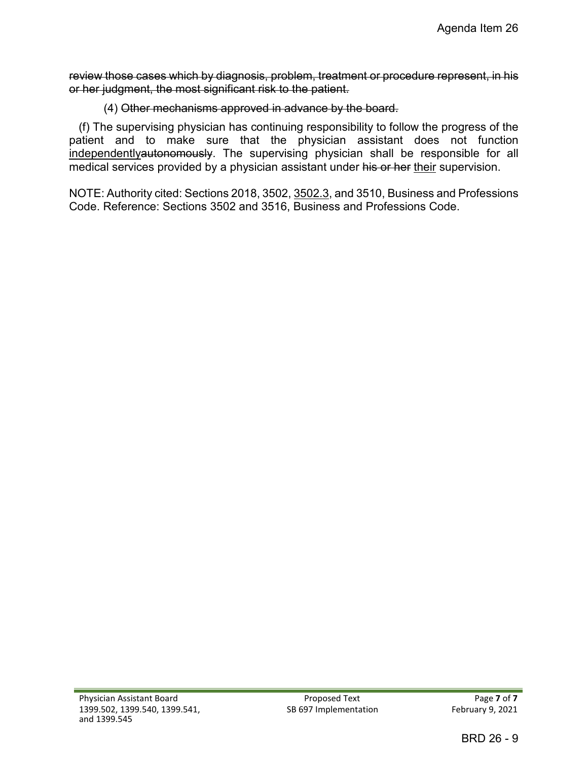~~review those cases which by diagnosis, problem, treatment or procedure represent, in his or her judgment, the most significant risk to the patient.~~

(4) ~~Other mechanisms approved in advance by the board.~~

(f) The supervising physician has continuing responsibility to follow the progress of the patient and to make sure that the physician assistant does not function <u>independently</u>~~autonomously~~. The supervising physician shall be responsible for all medical services provided by a physician assistant under ~~his or her~~ <u>their</u> supervision.

NOTE: Authority cited: Sections 2018, 3502, <u>3502.3</u>, and 3510, Business and Professions Code. Reference: Sections 3502 and 3516, Business and Professions Code.